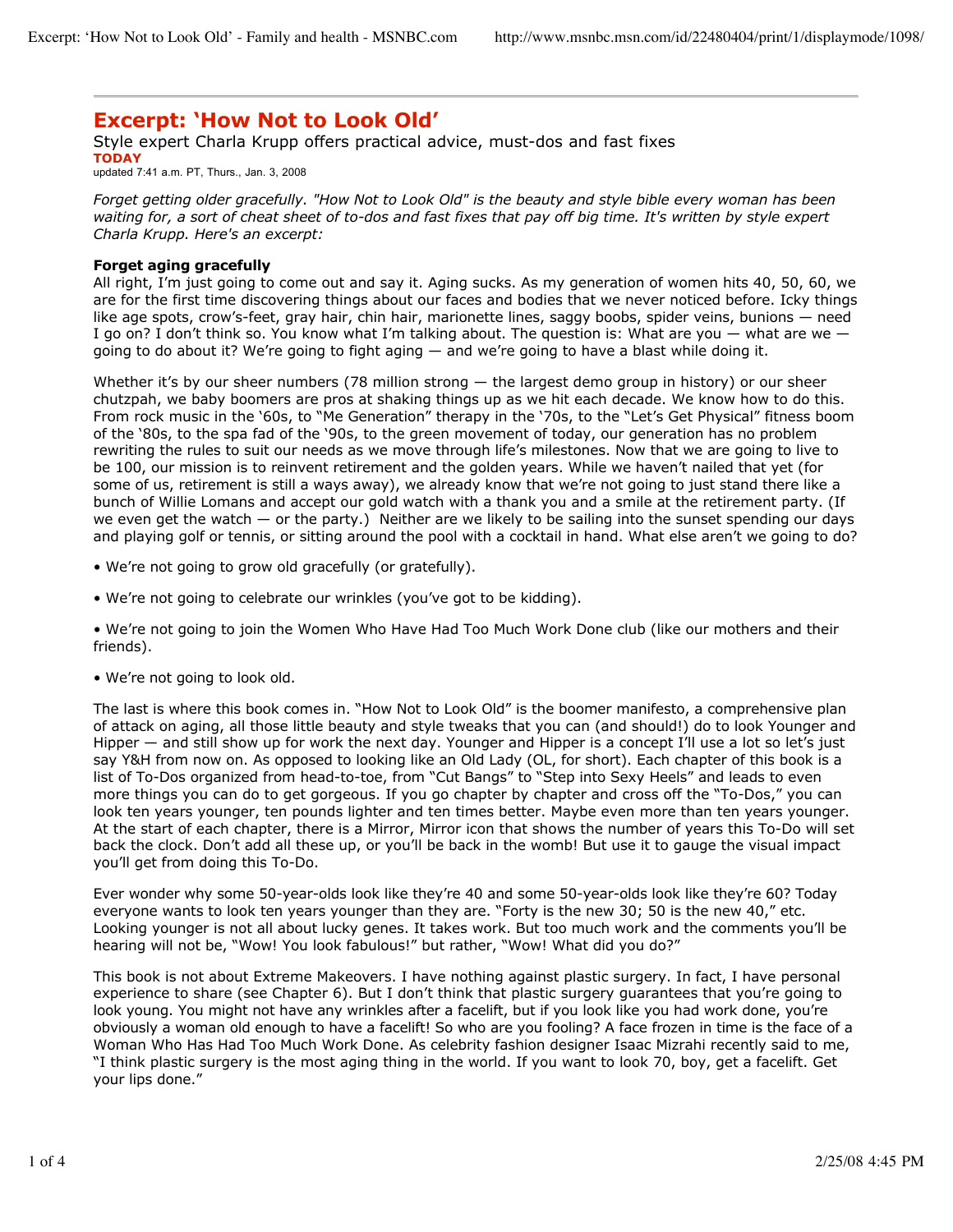# Excerpt: 'How Not to Look Old'

Style expert Charla Krupp offers practical advice, must-dos and fast fixes

**TODAY**

updated 7:41 a.m. PT, Thurs., Jan. 3, 2008

*Forget getting older gracefully. "How Not to Look Old" is the beauty and style bible every woman has been waiting for, a sort of cheat sheet of to-dos and fast fixes that pay off big time. It's written by style expert Charla Krupp. Here's an excerpt:*

**Forget aging gracefully**

All right, I'm just going to come out and say it. Aging sucks. As my generation of women hits 40, 50, 60, we are for the first time discovering things about our faces and bodies that we never noticed before. Icky things like age spots, crow's-feet, gray hair, chin hair, marionette lines, saggy boobs, spider veins, bunions — need I go on? I don't think so. You know what I'm talking about. The question is: What are you — what are we — going to do about it? We're going to fight aging — and we're going to have a blast while doing it.

Whether it's by our sheer numbers (78 million strong — the largest demo group in history) or our sheer chutzpah, we baby boomers are pros at shaking things up as we hit each decade. We know how to do this. From rock music in the '60s, to "Me Generation" therapy in the '70s, to the "Let's Get Physical" fitness boom of the '80s, to the spa fad of the '90s, to the green movement of today, our generation has no problem rewriting the rules to suit our needs as we move through life's milestones. Now that we are going to live to be 100, our mission is to reinvent retirement and the golden years. While we haven't nailed that yet (for some of us, retirement is still a ways away), we already know that we're not going to just stand there like a bunch of Willie Lomans and accept our gold watch with a thank you and a smile at the retirement party. (If we even get the watch — or the party.) Neither are we likely to be sailing into the sunset spending our days and playing golf or tennis, or sitting around the pool with a cocktail in hand. What else aren't we going to do?

- We're not going to grow old gracefully (or gratefully).
- We're not going to celebrate our wrinkles (you've got to be kidding).
- We're not going to join the Women Who Have Had Too Much Work Done club (like our mothers and their friends).
- We're not going to look old.

The last is where this book comes in. "How Not to Look Old" is the boomer manifesto, a comprehensive plan of attack on aging, all those little beauty and style tweaks that you can (and should!) do to look Younger and Hipper — and still show up for work the next day. Younger and Hipper is a concept I'll use a lot so let's just say Y&H from now on. As opposed to looking like an Old Lady (OL, for short). Each chapter of this book is a list of To-Dos organized from head-to-toe, from "Cut Bangs" to "Step into Sexy Heels" and leads to even more things you can do to get gorgeous. If you go chapter by chapter and cross off the "To-Dos," you can look ten years younger, ten pounds lighter and ten times better. Maybe even more than ten years younger. At the start of each chapter, there is a Mirror, Mirror icon that shows the number of years this To-Do will set back the clock. Don't add all these up, or you'll be back in the womb! But use it to gauge the visual impact you'll get from doing this To-Do.

Ever wonder why some 50-year-olds look like they're 40 and some 50-year-olds look like they're 60? Today everyone wants to look ten years younger than they are. "Forty is the new 30; 50 is the new 40," etc. Looking younger is not all about lucky genes. It takes work. But too much work and the comments you'll be hearing will not be, "Wow! You look fabulous!" but rather, "Wow! What did you do?"

This book is not about Extreme Makeovers. I have nothing against plastic surgery. In fact, I have personal experience to share (see Chapter 6). But I don't think that plastic surgery guarantees that you're going to look young. You might not have any wrinkles after a facelift, but if you look like you had work done, you're obviously a woman old enough to have a facelift! So who are you fooling? A face frozen in time is the face of a Woman Who Has Had Too Much Work Done. As celebrity fashion designer Isaac Mizrahi recently said to me, "I think plastic surgery is the most aging thing in the world. If you want to look 70, boy, get a facelift. Get your lips done."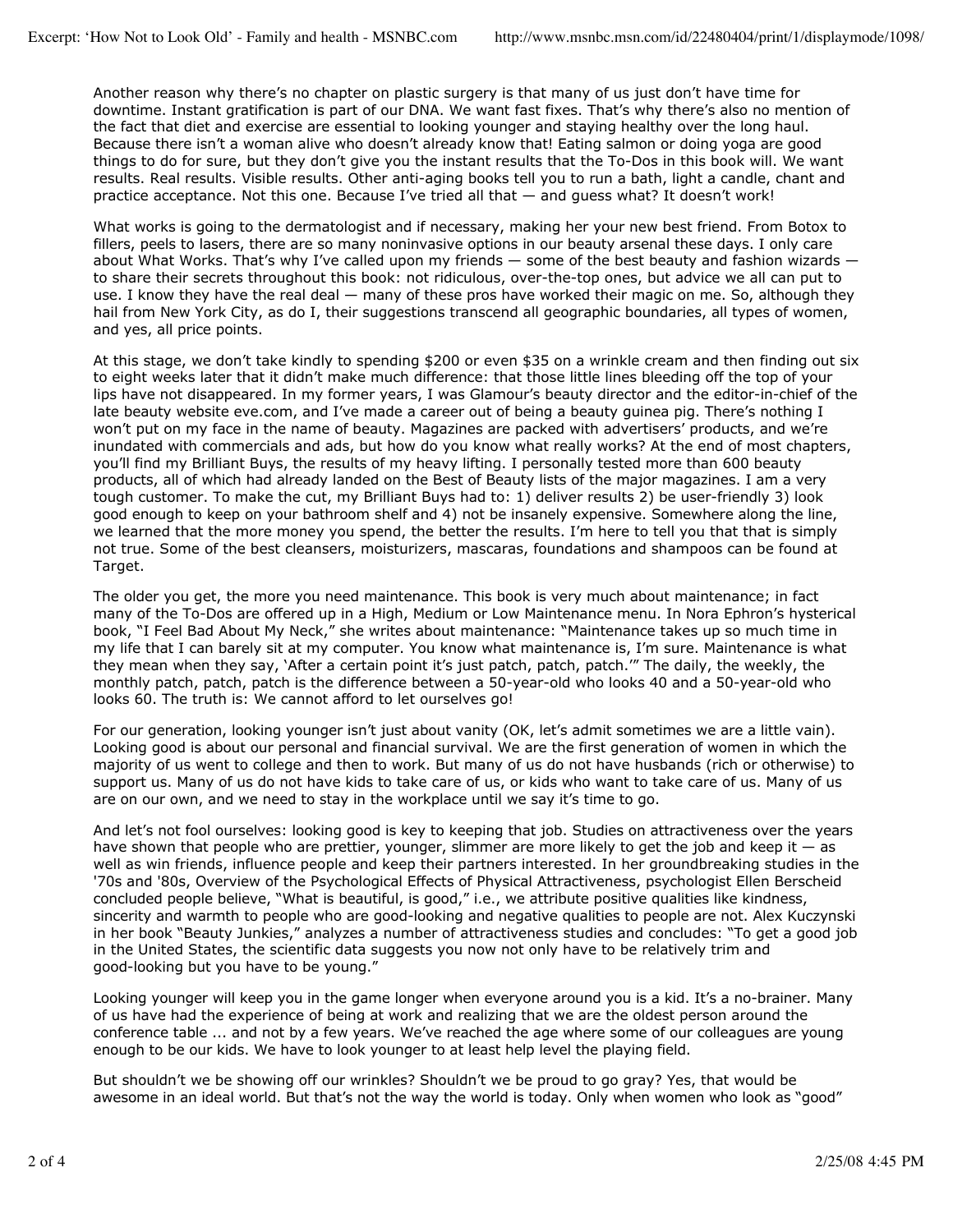Another reason why there's no chapter on plastic surgery is that many of us just don't have time for downtime. Instant gratification is part of our DNA. We want fast fixes. That's why there's also no mention of the fact that diet and exercise are essential to looking younger and staying healthy over the long haul. Because there isn't a woman alive who doesn't already know that! Eating salmon or doing yoga are good things to do for sure, but they don't give you the instant results that the To-Dos in this book will. We want results. Real results. Visible results. Other anti-aging books tell you to run a bath, light a candle, chant and practice acceptance. Not this one. Because I've tried all that — and guess what? It doesn't work!

What works is going to the dermatologist and if necessary, making her your new best friend. From Botox to fillers, peels to lasers, there are so many noninvasive options in our beauty arsenal these days. I only care about What Works. That's why I've called upon my friends — some of the best beauty and fashion wizards — to share their secrets throughout this book: not ridiculous, over-the-top ones, but advice we all can put to use. I know they have the real deal — many of these pros have worked their magic on me. So, although they hail from New York City, as do I, their suggestions transcend all geographic boundaries, all types of women, and yes, all price points.

At this stage, we don't take kindly to spending $200 or even $35 on a wrinkle cream and then finding out six to eight weeks later that it didn't make much difference: that those little lines bleeding off the top of your lips have not disappeared. In my former years, I was Glamour's beauty director and the editor-in-chief of the late beauty website eve.com, and I've made a career out of being a beauty guinea pig. There's nothing I won't put on my face in the name of beauty. Magazines are packed with advertisers' products, and we're inundated with commercials and ads, but how do you know what really works? At the end of most chapters, you'll find my Brilliant Buys, the results of my heavy lifting. I personally tested more than 600 beauty products, all of which had already landed on the Best of Beauty lists of the major magazines. I am a very tough customer. To make the cut, my Brilliant Buys had to: 1) deliver results 2) be user-friendly 3) look good enough to keep on your bathroom shelf and 4) not be insanely expensive. Somewhere along the line, we learned that the more money you spend, the better the results. I'm here to tell you that that is simply not true. Some of the best cleansers, moisturizers, mascaras, foundations and shampoos can be found at Target.

The older you get, the more you need maintenance. This book is very much about maintenance; in fact many of the To-Dos are offered up in a High, Medium or Low Maintenance menu. In Nora Ephron's hysterical book, "I Feel Bad About My Neck," she writes about maintenance: "Maintenance takes up so much time in my life that I can barely sit at my computer. You know what maintenance is, I'm sure. Maintenance is what they mean when they say, 'After a certain point it's just patch, patch, patch.'" The daily, the weekly, the monthly patch, patch, patch is the difference between a 50-year-old who looks 40 and a 50-year-old who looks 60. The truth is: We cannot afford to let ourselves go!

For our generation, looking younger isn't just about vanity (OK, let's admit sometimes we are a little vain). Looking good is about our personal and financial survival. We are the first generation of women in which the majority of us went to college and then to work. But many of us do not have husbands (rich or otherwise) to support us. Many of us do not have kids to take care of us, or kids who want to take care of us. Many of us are on our own, and we need to stay in the workplace until we say it's time to go.

And let's not fool ourselves: looking good is key to keeping that job. Studies on attractiveness over the years have shown that people who are prettier, younger, slimmer are more likely to get the job and keep it — as well as win friends, influence people and keep their partners interested. In her groundbreaking studies in the '70s and '80s, Overview of the Psychological Effects of Physical Attractiveness, psychologist Ellen Berscheid concluded people believe, "What is beautiful, is good," i.e., we attribute positive qualities like kindness, sincerity and warmth to people who are good-looking and negative qualities to people are not. Alex Kuczynski in her book "Beauty Junkies," analyzes a number of attractiveness studies and concludes: "To get a good job in the United States, the scientific data suggests you now not only have to be relatively trim and good-looking but you have to be young."

Looking younger will keep you in the game longer when everyone around you is a kid. It's a no-brainer. Many of us have had the experience of being at work and realizing that we are the oldest person around the conference table ... and not by a few years. We've reached the age where some of our colleagues are young enough to be our kids. We have to look younger to at least help level the playing field.

But shouldn't we be showing off our wrinkles? Shouldn't we be proud to go gray? Yes, that would be awesome in an ideal world. But that's not the way the world is today. Only when women who look as "good"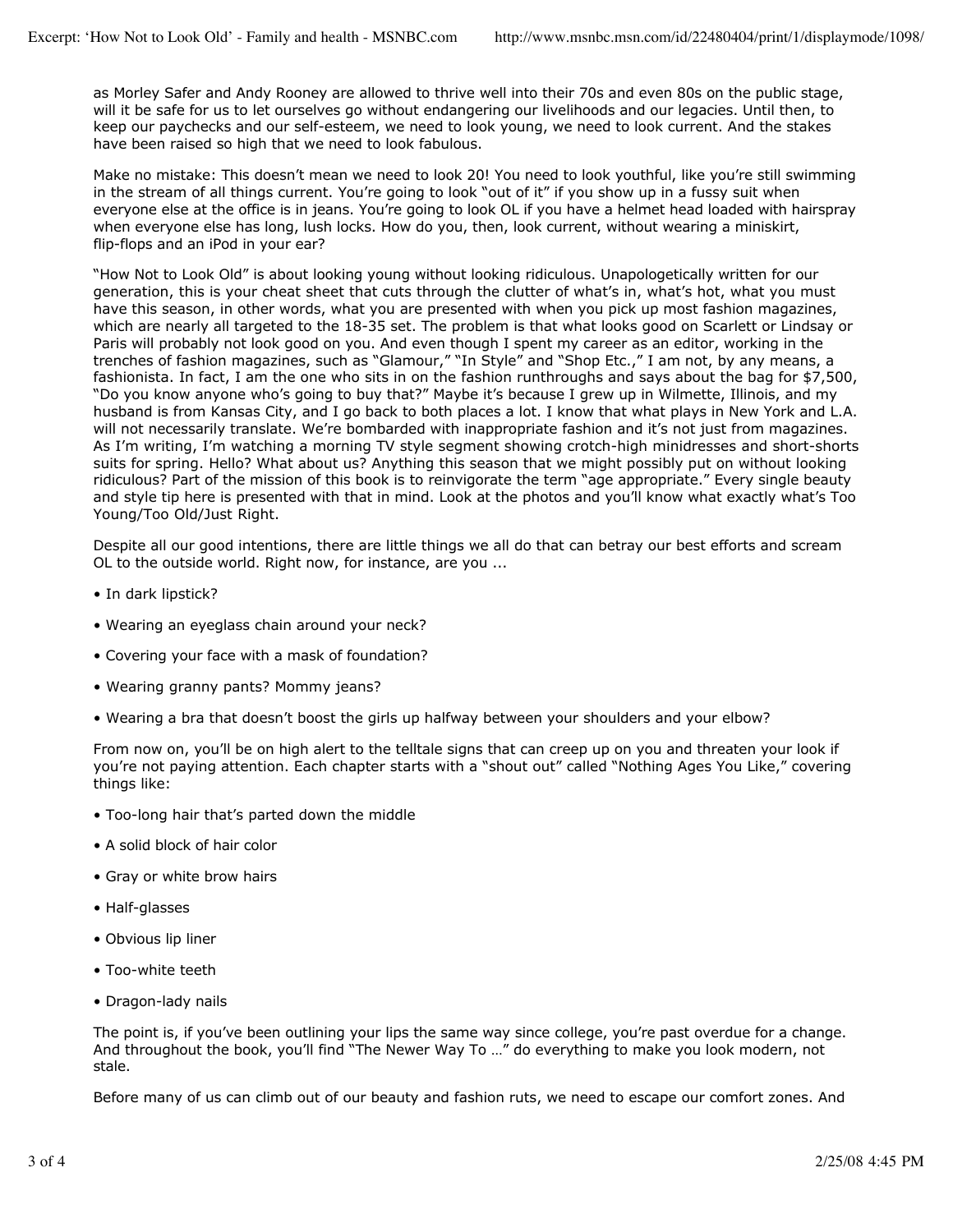as Morley Safer and Andy Rooney are allowed to thrive well into their 70s and even 80s on the public stage, will it be safe for us to let ourselves go without endangering our livelihoods and our legacies. Until then, to keep our paychecks and our self-esteem, we need to look young, we need to look current. And the stakes have been raised so high that we need to look fabulous.

Make no mistake: This doesn't mean we need to look 20! You need to look youthful, like you're still swimming in the stream of all things current. You're going to look "out of it" if you show up in a fussy suit when everyone else at the office is in jeans. You're going to look OL if you have a helmet head loaded with hairspray when everyone else has long, lush locks. How do you, then, look current, without wearing a miniskirt, flip-flops and an iPod in your ear?

"How Not to Look Old" is about looking young without looking ridiculous. Unapologetically written for our generation, this is your cheat sheet that cuts through the clutter of what's in, what's hot, what you must have this season, in other words, what you are presented with when you pick up most fashion magazines, which are nearly all targeted to the 18-35 set. The problem is that what looks good on Scarlett or Lindsay or Paris will probably not look good on you. And even though I spent my career as an editor, working in the trenches of fashion magazines, such as "Glamour," "In Style" and "Shop Etc.," I am not, by any means, a fashionista. In fact, I am the one who sits in on the fashion runthroughs and says about the bag for $7,500, "Do you know anyone who's going to buy that?" Maybe it's because I grew up in Wilmette, Illinois, and my husband is from Kansas City, and I go back to both places a lot. I know that what plays in New York and L.A. will not necessarily translate. We're bombarded with inappropriate fashion and it's not just from magazines. As I'm writing, I'm watching a morning TV style segment showing crotch-high minidresses and short-shorts suits for spring. Hello? What about us? Anything this season that we might possibly put on without looking ridiculous? Part of the mission of this book is to reinvigorate the term "age appropriate." Every single beauty and style tip here is presented with that in mind. Look at the photos and you'll know what exactly what's Too Young/Too Old/Just Right.

Despite all our good intentions, there are little things we all do that can betray our best efforts and scream OL to the outside world. Right now, for instance, are you ...

- In dark lipstick?
- Wearing an eyeglass chain around your neck?
- Covering your face with a mask of foundation?
- Wearing granny pants? Mommy jeans?
- Wearing a bra that doesn't boost the girls up halfway between your shoulders and your elbow?

From now on, you'll be on high alert to the telltale signs that can creep up on you and threaten your look if you're not paying attention. Each chapter starts with a "shout out" called "Nothing Ages You Like," covering things like:

- Too-long hair that's parted down the middle
- A solid block of hair color
- Gray or white brow hairs
- Half-glasses
- Obvious lip liner
- Too-white teeth
- Dragon-lady nails

The point is, if you've been outlining your lips the same way since college, you're past overdue for a change. And throughout the book, you'll find "The Newer Way To …" do everything to make you look modern, not stale.

Before many of us can climb out of our beauty and fashion ruts, we need to escape our comfort zones. And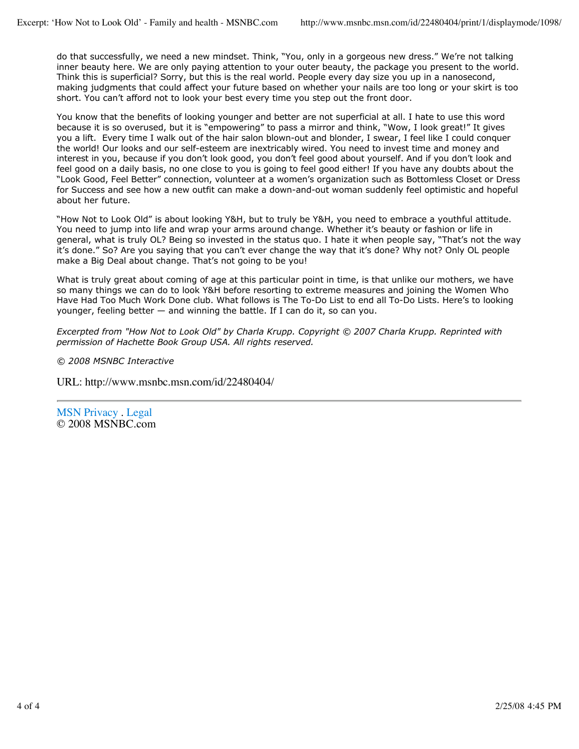do that successfully, we need a new mindset. Think, "You, only in a gorgeous new dress." We're not talking inner beauty here. We are only paying attention to your outer beauty, the package you present to the world. Think this is superficial? Sorry, but this is the real world. People every day size you up in a nanosecond, making judgments that could affect your future based on whether your nails are too long or your skirt is too short. You can't afford not to look your best every time you step out the front door.

You know that the benefits of looking younger and better are not superficial at all. I hate to use this word because it is so overused, but it is "empowering" to pass a mirror and think, "Wow, I look great!" It gives you a lift. Every time I walk out of the hair salon blown-out and blonder, I swear, I feel like I could conquer the world! Our looks and our self-esteem are inextricably wired. You need to invest time and money and interest in you, because if you don't look good, you don't feel good about yourself. And if you don't look and feel good on a daily basis, no one close to you is going to feel good either! If you have any doubts about the "Look Good, Feel Better" connection, volunteer at a women's organization such as Bottomless Closet or Dress for Success and see how a new outfit can make a down-and-out woman suddenly feel optimistic and hopeful about her future.

"How Not to Look Old" is about looking Y&H, but to truly be Y&H, you need to embrace a youthful attitude. You need to jump into life and wrap your arms around change. Whether it's beauty or fashion or life in general, what is truly OL? Being so invested in the status quo. I hate it when people say, "That's not the way it's done." So? Are you saying that you can't ever change the way that it's done? Why not? Only OL people make a Big Deal about change. That's not going to be you!

What is truly great about coming of age at this particular point in time, is that unlike our mothers, we have so many things we can do to look Y&H before resorting to extreme measures and joining the Women Who Have Had Too Much Work Done club. What follows is The To-Do List to end all To-Do Lists. Here's to looking younger, feeling better — and winning the battle. If I can do it, so can you.

*Excerpted from "How Not to Look Old" by Charla Krupp. Copyright © 2007 Charla Krupp. Reprinted with permission of Hachette Book Group USA. All rights reserved.*

*© 2008 MSNBC Interactive*

URL: http://www.msnbc.msn.com/id/22480404/

---

MSN Privacy . Legal
© 2008 MSNBC.com